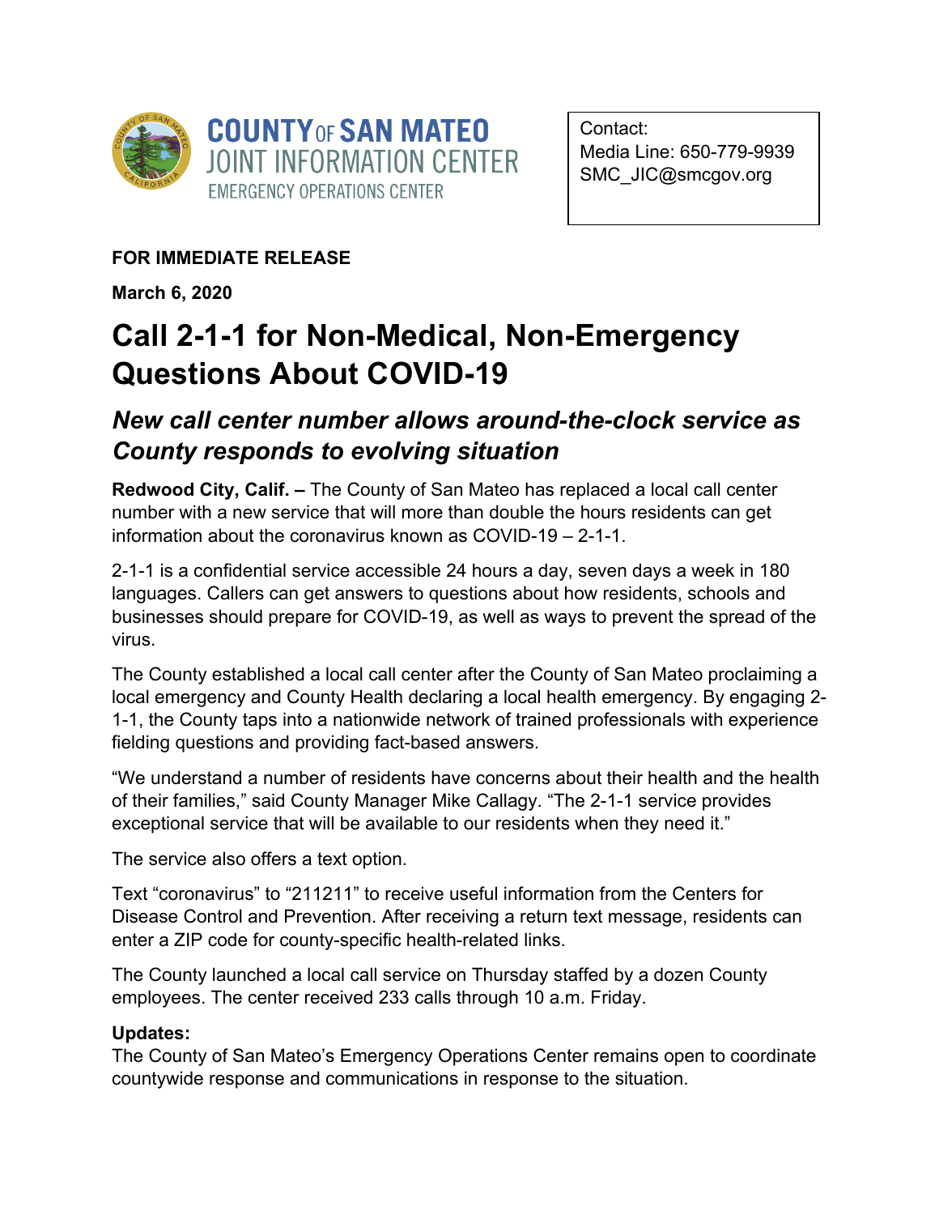**COUNTY OF SAN MATEO**
**JOINT INFORMATION CENTER**
EMERGENCY OPERATIONS CENTER

Contact:
Media Line: 650-779-9939
SMC_JIC@smcgov.org

**FOR IMMEDIATE RELEASE**

**March 6, 2020**

# Call 2-1-1 for Non-Medical, Non-Emergency Questions About COVID-19

## *New call center number allows around-the-clock service as County responds to evolving situation*

**Redwood City, Calif. –** The County of San Mateo has replaced a local call center number with a new service that will more than double the hours residents can get information about the coronavirus known as COVID-19 – 2-1-1.

2-1-1 is a confidential service accessible 24 hours a day, seven days a week in 180 languages. Callers can get answers to questions about how residents, schools and businesses should prepare for COVID-19, as well as ways to prevent the spread of the virus.

The County established a local call center after the County of San Mateo proclaiming a local emergency and County Health declaring a local health emergency. By engaging 2-1-1, the County taps into a nationwide network of trained professionals with experience fielding questions and providing fact-based answers.

"We understand a number of residents have concerns about their health and the health of their families," said County Manager Mike Callagy. "The 2-1-1 service provides exceptional service that will be available to our residents when they need it."

The service also offers a text option.

Text "coronavirus" to "211211" to receive useful information from the Centers for Disease Control and Prevention. After receiving a return text message, residents can enter a ZIP code for county-specific health-related links.

The County launched a local call service on Thursday staffed by a dozen County employees. The center received 233 calls through 10 a.m. Friday.

**Updates:**
The County of San Mateo's Emergency Operations Center remains open to coordinate countywide response and communications in response to the situation.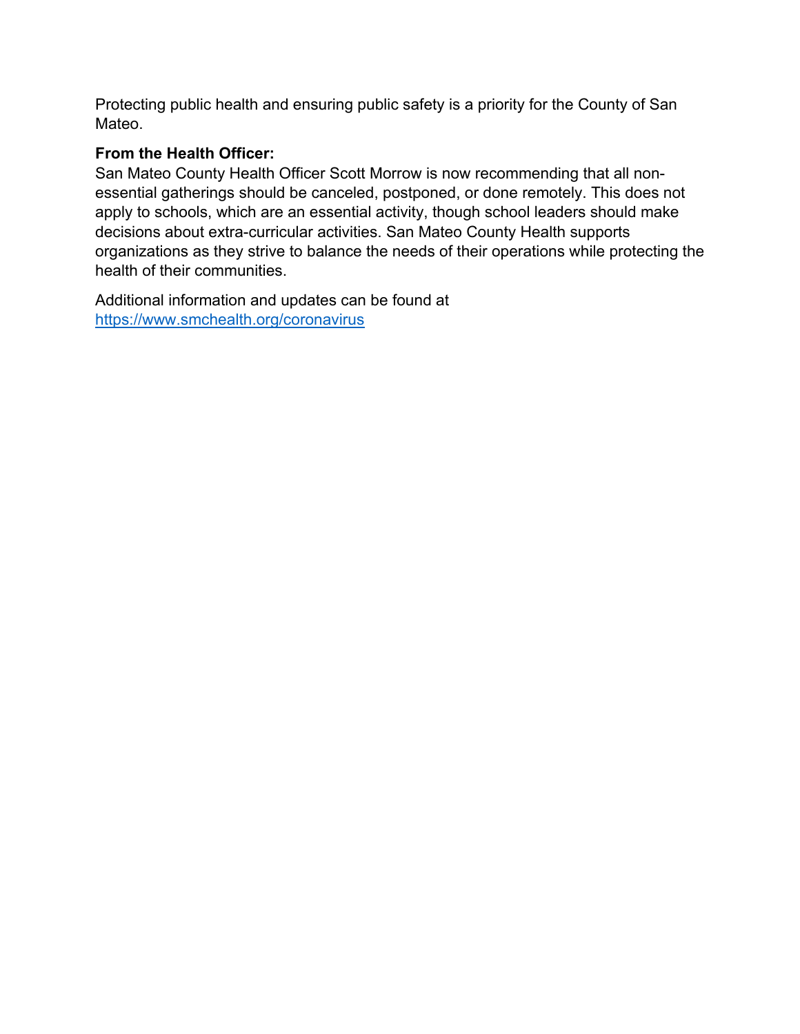Protecting public health and ensuring public safety is a priority for the County of San Mateo.

**From the Health Officer:**
San Mateo County Health Officer Scott Morrow is now recommending that all non-essential gatherings should be canceled, postponed, or done remotely. This does not apply to schools, which are an essential activity, though school leaders should make decisions about extra-curricular activities. San Mateo County Health supports organizations as they strive to balance the needs of their operations while protecting the health of their communities.

Additional information and updates can be found at [https://www.smchealth.org/coronavirus](https://www.smchealth.org/coronavirus)